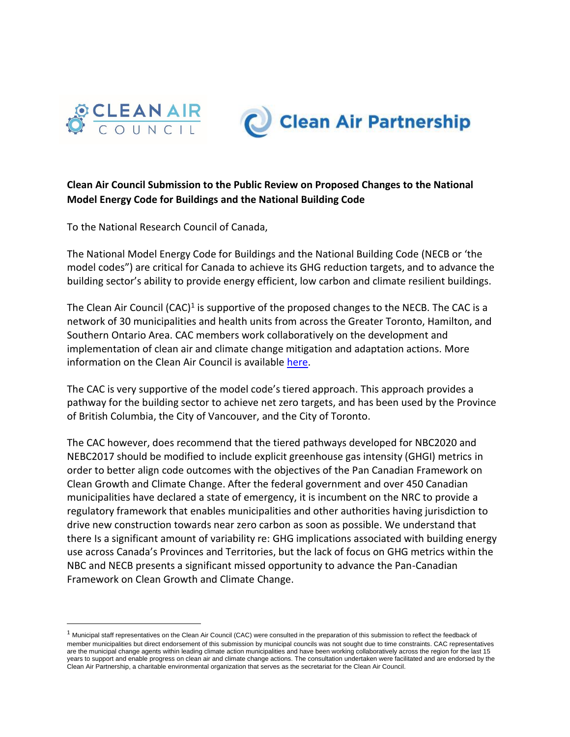**Clean Air Council Submission to the Public Review on Proposed Changes to the National Model Energy Code for Buildings and the National Building Code**

To the National Research Council of Canada,

The National Model Energy Code for Buildings and the National Building Code (NECB or 'the model codes") are critical for Canada to achieve its GHG reduction targets, and to advance the building sector's ability to provide energy efficient, low carbon and climate resilient buildings.

The Clean Air Council (CAC)[1] is supportive of the proposed changes to the NECB. The CAC is a network of 30 municipalities and health units from across the Greater Toronto, Hamilton, and Southern Ontario Area. CAC members work collaboratively on the development and implementation of clean air and climate change mitigation and adaptation actions. More information on the Clean Air Council is available here.

The CAC is very supportive of the model code's tiered approach. This approach provides a pathway for the building sector to achieve net zero targets, and has been used by the Province of British Columbia, the City of Vancouver, and the City of Toronto.

The CAC however, does recommend that the tiered pathways developed for NBC2020 and NEBC2017 should be modified to include explicit greenhouse gas intensity (GHGI) metrics in order to better align code outcomes with the objectives of the Pan Canadian Framework on Clean Growth and Climate Change. After the federal government and over 450 Canadian municipalities have declared a state of emergency, it is incumbent on the NRC to provide a regulatory framework that enables municipalities and other authorities having jurisdiction to drive new construction towards near zero carbon as soon as possible. We understand that there Is a significant amount of variability re: GHG implications associated with building energy use across Canada's Provinces and Territories, but the lack of focus on GHG metrics within the NBC and NECB presents a significant missed opportunity to advance the Pan-Canadian Framework on Clean Growth and Climate Change.

---

[1] Municipal staff representatives on the Clean Air Council (CAC) were consulted in the preparation of this submission to reflect the feedback of member municipalities but direct endorsement of this submission by municipal councils was not sought due to time constraints. CAC representatives are the municipal change agents within leading climate action municipalities and have been working collaboratively across the region for the last 15 years to support and enable progress on clean air and climate change actions. The consultation undertaken were facilitated and are endorsed by the Clean Air Partnership, a charitable environmental organization that serves as the secretariat for the Clean Air Council.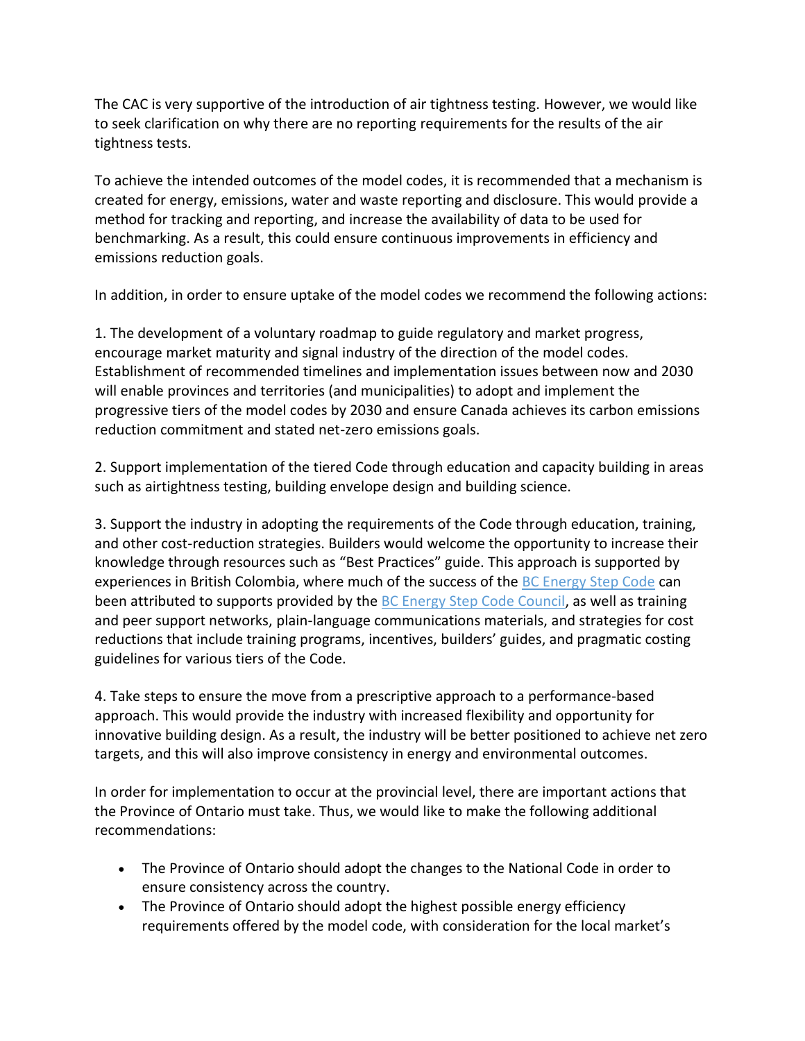The CAC is very supportive of the introduction of air tightness testing. However, we would like to seek clarification on why there are no reporting requirements for the results of the air tightness tests.

To achieve the intended outcomes of the model codes, it is recommended that a mechanism is created for energy, emissions, water and waste reporting and disclosure. This would provide a method for tracking and reporting, and increase the availability of data to be used for benchmarking. As a result, this could ensure continuous improvements in efficiency and emissions reduction goals.

In addition, in order to ensure uptake of the model codes we recommend the following actions:

1. The development of a voluntary roadmap to guide regulatory and market progress, encourage market maturity and signal industry of the direction of the model codes. Establishment of recommended timelines and implementation issues between now and 2030 will enable provinces and territories (and municipalities) to adopt and implement the progressive tiers of the model codes by 2030 and ensure Canada achieves its carbon emissions reduction commitment and stated net-zero emissions goals.

2. Support implementation of the tiered Code through education and capacity building in areas such as airtightness testing, building envelope design and building science.

3. Support the industry in adopting the requirements of the Code through education, training, and other cost-reduction strategies. Builders would welcome the opportunity to increase their knowledge through resources such as "Best Practices" guide. This approach is supported by experiences in British Colombia, where much of the success of the BC Energy Step Code can been attributed to supports provided by the BC Energy Step Code Council, as well as training and peer support networks, plain-language communications materials, and strategies for cost reductions that include training programs, incentives, builders' guides, and pragmatic costing guidelines for various tiers of the Code.

4. Take steps to ensure the move from a prescriptive approach to a performance-based approach. This would provide the industry with increased flexibility and opportunity for innovative building design. As a result, the industry will be better positioned to achieve net zero targets, and this will also improve consistency in energy and environmental outcomes.

In order for implementation to occur at the provincial level, there are important actions that the Province of Ontario must take. Thus, we would like to make the following additional recommendations:

- The Province of Ontario should adopt the changes to the National Code in order to ensure consistency across the country.
- The Province of Ontario should adopt the highest possible energy efficiency requirements offered by the model code, with consideration for the local market's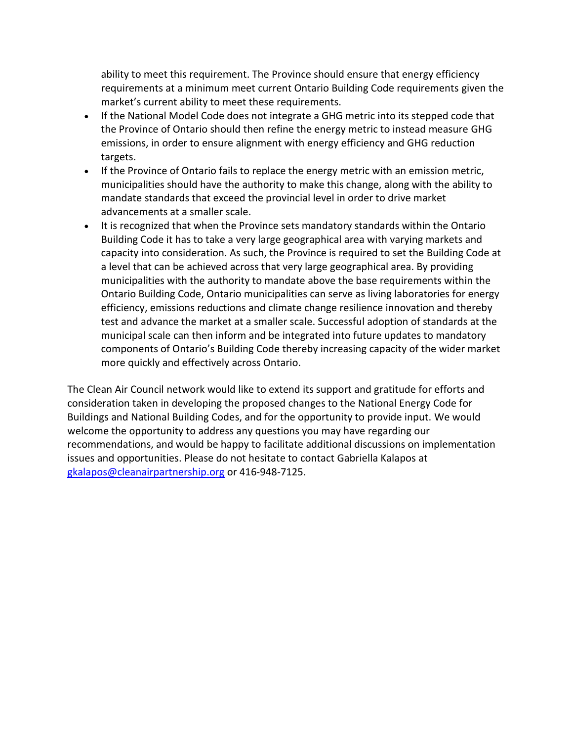ability to meet this requirement. The Province should ensure that energy efficiency requirements at a minimum meet current Ontario Building Code requirements given the market's current ability to meet these requirements.

- If the National Model Code does not integrate a GHG metric into its stepped code that the Province of Ontario should then refine the energy metric to instead measure GHG emissions, in order to ensure alignment with energy efficiency and GHG reduction targets.
- If the Province of Ontario fails to replace the energy metric with an emission metric, municipalities should have the authority to make this change, along with the ability to mandate standards that exceed the provincial level in order to drive market advancements at a smaller scale.
- It is recognized that when the Province sets mandatory standards within the Ontario Building Code it has to take a very large geographical area with varying markets and capacity into consideration. As such, the Province is required to set the Building Code at a level that can be achieved across that very large geographical area. By providing municipalities with the authority to mandate above the base requirements within the Ontario Building Code, Ontario municipalities can serve as living laboratories for energy efficiency, emissions reductions and climate change resilience innovation and thereby test and advance the market at a smaller scale. Successful adoption of standards at the municipal scale can then inform and be integrated into future updates to mandatory components of Ontario's Building Code thereby increasing capacity of the wider market more quickly and effectively across Ontario.

The Clean Air Council network would like to extend its support and gratitude for efforts and consideration taken in developing the proposed changes to the National Energy Code for Buildings and National Building Codes, and for the opportunity to provide input. We would welcome the opportunity to address any questions you may have regarding our recommendations, and would be happy to facilitate additional discussions on implementation issues and opportunities. Please do not hesitate to contact Gabriella Kalapos at gkalapos@cleanairpartnership.org or 416-948-7125.